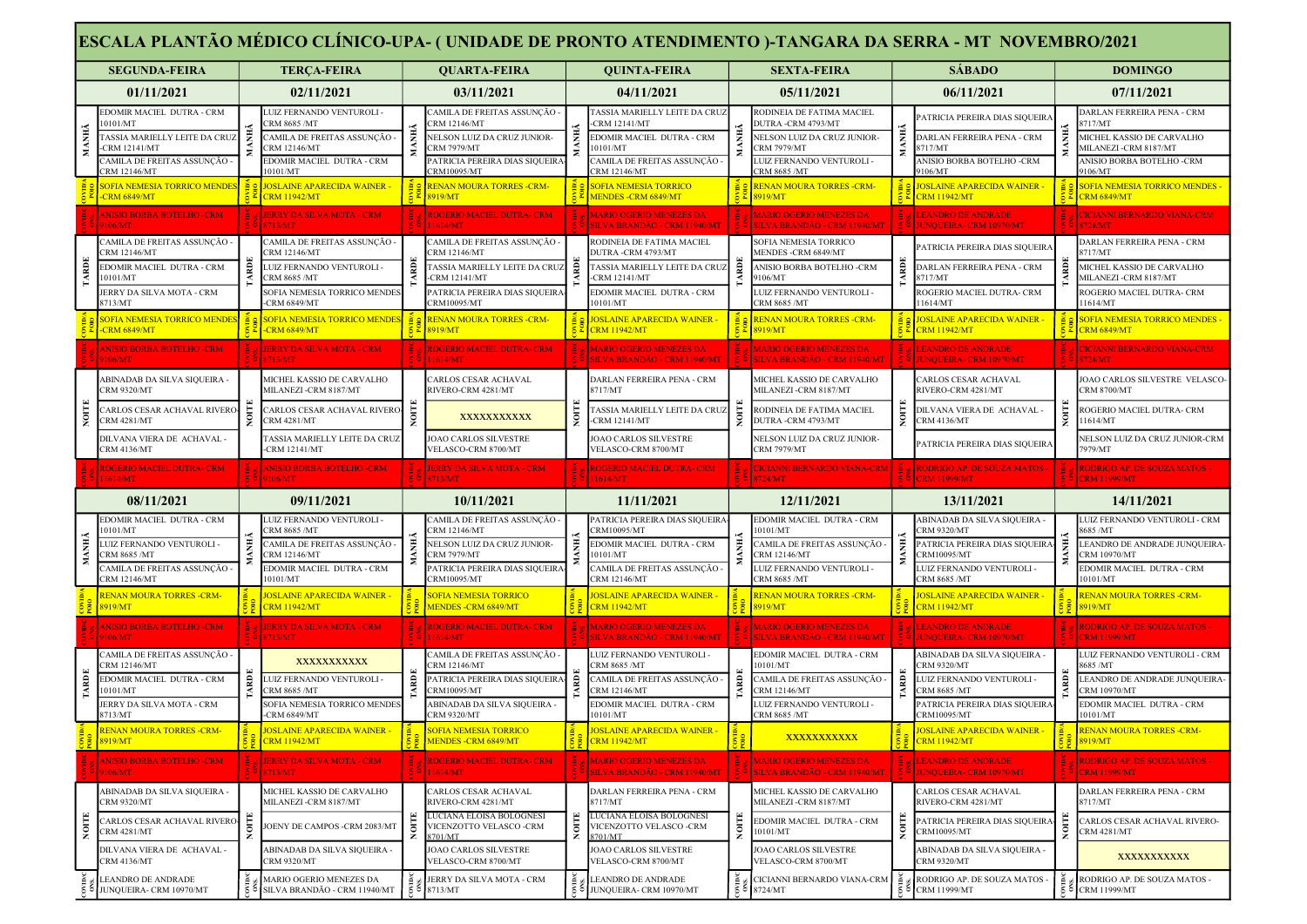# ESCALA PLANTÃO MÉDICO CLÍNICO-UPA- ( UNIDADE DE PRONTO ATENDIMENTO )-TANGARA DA SERRA - MT NOVEMBRO/2021

| | SEGUNDA-FEIRA | TERÇA-FEIRA | QUARTA-FEIRA | QUINTA-FEIRA | SEXTA-FEIRA | SÁBADO | DOMINGO |
|---|---|---|---|---|---|---|---|
| | **01/11/2021** | **02/11/2021** | **03/11/2021** | **04/11/2021** | **05/11/2021** | **06/11/2021** | **07/11/2021** |
| MANHÃ | EDOMIR MACIEL DUTRA - CRM 10101/MT | LUIZ FERNANDO VENTUROLI - CRM 8685 /MT | CAMILA DE FREITAS ASSUNÇÃO - CRM 12146/MT | TASSIA MARIELLY LEITE DA CRUZ -CRM 12141/MT | RODINEIA DE FATIMA MACIEL DUTRA -CRM 4793/MT | PATRICIA PEREIRA DIAS SIQUEIRA | DARLAN FERREIRA PENA - CRM 8717/MT |
| MANHÃ | TASSIA MARIELLY LEITE DA CRUZ -CRM 12141/MT | CAMILA DE FREITAS ASSUNÇÃO - CRM 12146/MT | NELSON LUIZ DA CRUZ JUNIOR-CRM 7979/MT | EDOMIR MACIEL DUTRA - CRM 10101/MT | NELSON LUIZ DA CRUZ JUNIOR-CRM 7979/MT | DARLAN FERREIRA PENA - CRM 8717/MT | MICHEL KASSIO DE CARVALHO MILANEZI -CRM 8187/MT |
| MANHÃ | CAMILA DE FREITAS ASSUNÇÃO - CRM 12146/MT | EDOMIR MACIEL DUTRA - CRM 10101/MT | PATRICIA PEREIRA DIAS SIQUEIRA CRM10095/MT | CAMILA DE FREITAS ASSUNÇÃO - CRM 12146/MT | LUIZ FERNANDO VENTUROLI - CRM 8685 /MT | ANISIO BORBA BOTELHO -CRM 9106/MT | ANISIO BORBA BOTELHO -CRM 9106/MT |
| COVID/A POIO | SOFIA NEMESIA TORRICO MENDES -CRM 6849/MT | JOSLAINE APARECIDA WAINER - CRM 11942/MT | RENAN MOURA TORRES -CRM-8919/MT | SOFIA NEMESIA TORRICO MENDES -CRM 6849/MT | RENAN MOURA TORRES -CRM-8919/MT | JOSLAINE APARECIDA WAINER - CRM 11942/MT | SOFIA NEMESIA TORRICO MENDES - CRM 6849/MT |
| COVID/C ONS. | ANISIO BORBA BOTELHO -CRM 9106/MT | JERRY DA SILVA MOTA - CRM 8713/MT | ROGERIO MACIEL DUTRA- CRM 11614/MT | MARIO OGERIO MENEZES DA SILVA BRANDÃO - CRM 11940/MT | MARIO OGERIO MENEZES DA SILVA BRANDÃO - CRM 11940/MT | LEANDRO DE ANDRADE JUNQUEIRA- CRM 10970/MT | CICIANNI BERNARDO VIANA-CRM 8724/MT |
| TARDE | CAMILA DE FREITAS ASSUNÇÃO - CRM 12146/MT | CAMILA DE FREITAS ASSUNÇÃO - CRM 12146/MT | CAMILA DE FREITAS ASSUNÇÃO - CRM 12146/MT | RODINEIA DE FATIMA MACIEL DUTRA -CRM 4793/MT | SOFIA NEMESIA TORRICO MENDES -CRM 6849/MT | PATRICIA PEREIRA DIAS SIQUEIRA | DARLAN FERREIRA PENA - CRM 8717/MT |
| TARDE | EDOMIR MACIEL DUTRA - CRM 10101/MT | LUIZ FERNANDO VENTUROLI - CRM 8685 /MT | TASSIA MARIELLY LEITE DA CRUZ -CRM 12141/MT | TASSIA MARIELLY LEITE DA CRUZ -CRM 12141/MT | ANISIO BORBA BOTELHO -CRM 9106/MT | DARLAN FERREIRA PENA - CRM 8717/MT | MICHEL KASSIO DE CARVALHO MILANEZI -CRM 8187/MT |
| TARDE | JERRY DA SILVA MOTA - CRM 8713/MT | SOFIA NEMESIA TORRICO MENDES -CRM 6849/MT | PATRICIA PEREIRA DIAS SIQUEIRA CRM10095/MT | EDOMIR MACIEL DUTRA - CRM 10101/MT | LUIZ FERNANDO VENTUROLI - CRM 8685 /MT | ROGERIO MACIEL DUTRA- CRM 11614/MT | ROGERIO MACIEL DUTRA- CRM 11614/MT |
| COVID/A POIO | SOFIA NEMESIA TORRICO MENDES -CRM 6849/MT | SOFIA NEMESIA TORRICO MENDES -CRM 6849/MT | RENAN MOURA TORRES -CRM-8919/MT | JOSLAINE APARECIDA WAINER - CRM 11942/MT | RENAN MOURA TORRES -CRM-8919/MT | JOSLAINE APARECIDA WAINER - CRM 11942/MT | SOFIA NEMESIA TORRICO MENDES - CRM 6849/MT |
| COVID/C ONS. | ANISIO BORBA BOTELHO -CRM 9106/MT | JERRY DA SILVA MOTA - CRM 8713/MT | ROGERIO MACIEL DUTRA- CRM 11614/MT | MARIO OGERIO MENEZES DA SILVA BRANDÃO - CRM 11940/MT | MARIO OGERIO MENEZES DA SILVA BRANDÃO - CRM 11940/MT | LEANDRO DE ANDRADE JUNQUEIRA- CRM 10970/MT | CICIANNI BERNARDO VIANA-CRM 8724/MT |
| NOITE | ABINADAB DA SILVA SIQUEIRA - CRM 9320/MT | MICHEL KASSIO DE CARVALHO MILANEZI -CRM 8187/MT | CARLOS CESAR ACHAVAL RIVERO-CRM 4281/MT | DARLAN FERREIRA PENA - CRM 8717/MT | MICHEL KASSIO DE CARVALHO MILANEZI -CRM 8187/MT | CARLOS CESAR ACHAVAL RIVERO-CRM 4281/MT | JOAO CARLOS SILVESTRE VELASCO-CRM 8700/MT |
| NOITE | CARLOS CESAR ACHAVAL RIVERO-CRM 4281/MT | CARLOS CESAR ACHAVAL RIVERO-CRM 4281/MT | XXXXXXXXXXX | TASSIA MARIELLY LEITE DA CRUZ -CRM 12141/MT | RODINEIA DE FATIMA MACIEL DUTRA -CRM 4793/MT | DILVANA VIERA DE ACHAVAL - CRM 4136/MT | ROGERIO MACIEL DUTRA- CRM 11614/MT |
| NOITE | DILVANA VIERA DE ACHAVAL - CRM 4136/MT | TASSIA MARIELLY LEITE DA CRUZ -CRM 12141/MT | JOAO CARLOS SILVESTRE VELASCO-CRM 8700/MT | JOAO CARLOS SILVESTRE VELASCO-CRM 8700/MT | NELSON LUIZ DA CRUZ JUNIOR-CRM 7979/MT | PATRICIA PEREIRA DIAS SIQUEIRA | NELSON LUIZ DA CRUZ JUNIOR-CRM 7979/MT |
| COVID/C ONS. | ROGERIO MACIEL DUTRA- CRM 11614/MT | ANISIO BORBA BOTELHO -CRM 9106/MT | JERRY DA SILVA MOTA - CRM 8713/MT | ROGERIO MACIEL DUTRA- CRM 11614/MT | CICIANNI BERNARDO VIANA-CRM 8724/MT | RODRIGO AP. DE SOUZA MATOS - CRM 11999/MT | RODRIGO AP. DE SOUZA MATOS - CRM 11999/MT |
| | **08/11/2021** | **09/11/2021** | **10/11/2021** | **11/11/2021** | **12/11/2021** | **13/11/2021** | **14/11/2021** |
| MANHÃ | EDOMIR MACIEL DUTRA - CRM 10101/MT | LUIZ FERNANDO VENTUROLI - CRM 8685 /MT | CAMILA DE FREITAS ASSUNÇÃO - CRM 12146/MT | PATRICIA PEREIRA DIAS SIQUEIRA CRM10095/MT | EDOMIR MACIEL DUTRA - CRM 10101/MT | ABINADAB DA SILVA SIQUEIRA - CRM 9320/MT | LUIZ FERNANDO VENTUROLI - CRM 8685 /MT |
| MANHÃ | LUIZ FERNANDO VENTUROLI - CRM 8685 /MT | CAMILA DE FREITAS ASSUNÇÃO - CRM 12146/MT | NELSON LUIZ DA CRUZ JUNIOR-CRM 7979/MT | EDOMIR MACIEL DUTRA - CRM 10101/MT | CAMILA DE FREITAS ASSUNÇÃO - CRM 12146/MT | PATRICIA PEREIRA DIAS SIQUEIRA CRM10095/MT | LEANDRO DE ANDRADE JUNQUEIRA- CRM 10970/MT |
| MANHÃ | CAMILA DE FREITAS ASSUNÇÃO - CRM 12146/MT | EDOMIR MACIEL DUTRA - CRM 10101/MT | PATRICIA PEREIRA DIAS SIQUEIRA CRM10095/MT | CAMILA DE FREITAS ASSUNÇÃO - CRM 12146/MT | LUIZ FERNANDO VENTUROLI - CRM 8685 /MT | LUIZ FERNANDO VENTUROLI - CRM 8685 /MT | EDOMIR MACIEL DUTRA - CRM 10101/MT |
| COVID/A POIO | RENAN MOURA TORRES -CRM-8919/MT | JOSLAINE APARECIDA WAINER - CRM 11942/MT | SOFIA NEMESIA TORRICO MENDES -CRM 6849/MT | JOSLAINE APARECIDA WAINER - CRM 11942/MT | RENAN MOURA TORRES -CRM-8919/MT | JOSLAINE APARECIDA WAINER - CRM 11942/MT | RENAN MOURA TORRES -CRM-8919/MT |
| COVID/C ONS. | ANISIO BORBA BOTELHO -CRM 9106/MT | JERRY DA SILVA MOTA - CRM 8713/MT | ROGERIO MACIEL DUTRA- CRM 11614/MT | MARIO OGERIO MENEZES DA SILVA BRANDÃO - CRM 11940/MT | MARIO OGERIO MENEZES DA SILVA BRANDÃO - CRM 11940/MT | LEANDRO DE ANDRADE JUNQUEIRA- CRM 10970/MT | RODRIGO AP. DE SOUZA MATOS - CRM 11999/MT |
| TARDE | CAMILA DE FREITAS ASSUNÇÃO - CRM 12146/MT | XXXXXXXXXXX | CAMILA DE FREITAS ASSUNÇÃO - CRM 12146/MT | LUIZ FERNANDO VENTUROLI - CRM 8685 /MT | EDOMIR MACIEL DUTRA - CRM 10101/MT | ABINADAB DA SILVA SIQUEIRA - CRM 9320/MT | LUIZ FERNANDO VENTUROLI - CRM 8685 /MT |
| TARDE | EDOMIR MACIEL DUTRA - CRM 10101/MT | LUIZ FERNANDO VENTUROLI - CRM 8685 /MT | PATRICIA PEREIRA DIAS SIQUEIRA CRM10095/MT | CAMILA DE FREITAS ASSUNÇÃO - CRM 12146/MT | CAMILA DE FREITAS ASSUNÇÃO - CRM 12146/MT | LUIZ FERNANDO VENTUROLI - CRM 8685 /MT | LEANDRO DE ANDRADE JUNQUEIRA- CRM 10970/MT |
| TARDE | JERRY DA SILVA MOTA - CRM 8713/MT | SOFIA NEMESIA TORRICO MENDES -CRM 6849/MT | ABINADAB DA SILVA SIQUEIRA - CRM 9320/MT | EDOMIR MACIEL DUTRA - CRM 10101/MT | LUIZ FERNANDO VENTUROLI - CRM 8685 /MT | PATRICIA PEREIRA DIAS SIQUEIRA CRM10095/MT | EDOMIR MACIEL DUTRA - CRM 10101/MT |
| COVID/A POIO | RENAN MOURA TORRES -CRM-8919/MT | JOSLAINE APARECIDA WAINER - CRM 11942/MT | SOFIA NEMESIA TORRICO MENDES -CRM 6849/MT | JOSLAINE APARECIDA WAINER - CRM 11942/MT | XXXXXXXXXXX | JOSLAINE APARECIDA WAINER - CRM 11942/MT | RENAN MOURA TORRES -CRM-8919/MT |
| COVID/C ONS. | ANISIO BORBA BOTELHO -CRM 9106/MT | JERRY DA SILVA MOTA - CRM 8713/MT | ROGERIO MACIEL DUTRA- CRM 11614/MT | MARIO OGERIO MENEZES DA SILVA BRANDÃO - CRM 11940/MT | MARIO OGERIO MENEZES DA SILVA BRANDÃO - CRM 11940/MT | LEANDRO DE ANDRADE JUNQUEIRA- CRM 10970/MT | RODRIGO AP. DE SOUZA MATOS - CRM 11999/MT |
| NOITE | ABINADAB DA SILVA SIQUEIRA - CRM 9320/MT | MICHEL KASSIO DE CARVALHO MILANEZI -CRM 8187/MT | CARLOS CESAR ACHAVAL RIVERO-CRM 4281/MT | DARLAN FERREIRA PENA - CRM 8717/MT | MICHEL KASSIO DE CARVALHO MILANEZI -CRM 8187/MT | CARLOS CESAR ACHAVAL RIVERO-CRM 4281/MT | DARLAN FERREIRA PENA - CRM 8717/MT |
| NOITE | CARLOS CESAR ACHAVAL RIVERO-CRM 4281/MT | JOENY DE CAMPOS -CRM 2083/MT | LUCIANA ELOISA BOLOGNESI VICENZOTTO VELASCO -CRM 8701/MT | LUCIANA ELOISA BOLOGNESI VICENZOTTO VELASCO -CRM 8701/MT | EDOMIR MACIEL DUTRA - CRM 10101/MT | PATRICIA PEREIRA DIAS SIQUEIRA CRM10095/MT | CARLOS CESAR ACHAVAL RIVERO-CRM 4281/MT |
| NOITE | DILVANA VIERA DE ACHAVAL - CRM 4136/MT | ABINADAB DA SILVA SIQUEIRA - CRM 9320/MT | JOAO CARLOS SILVESTRE VELASCO-CRM 8700/MT | JOAO CARLOS SILVESTRE VELASCO-CRM 8700/MT | JOAO CARLOS SILVESTRE VELASCO-CRM 8700/MT | ABINADAB DA SILVA SIQUEIRA - CRM 9320/MT | XXXXXXXXXXX |
| COVID/C ONS. | LEANDRO DE ANDRADE JUNQUEIRA- CRM 10970/MT | MARIO OGERIO MENEZES DA SILVA BRANDÃO - CRM 11940/MT | JERRY DA SILVA MOTA - CRM 8713/MT | LEANDRO DE ANDRADE JUNQUEIRA- CRM 10970/MT | CICIANNI BERNARDO VIANA-CRM 8724/MT | RODRIGO AP. DE SOUZA MATOS - CRM 11999/MT | RODRIGO AP. DE SOUZA MATOS - CRM 11999/MT |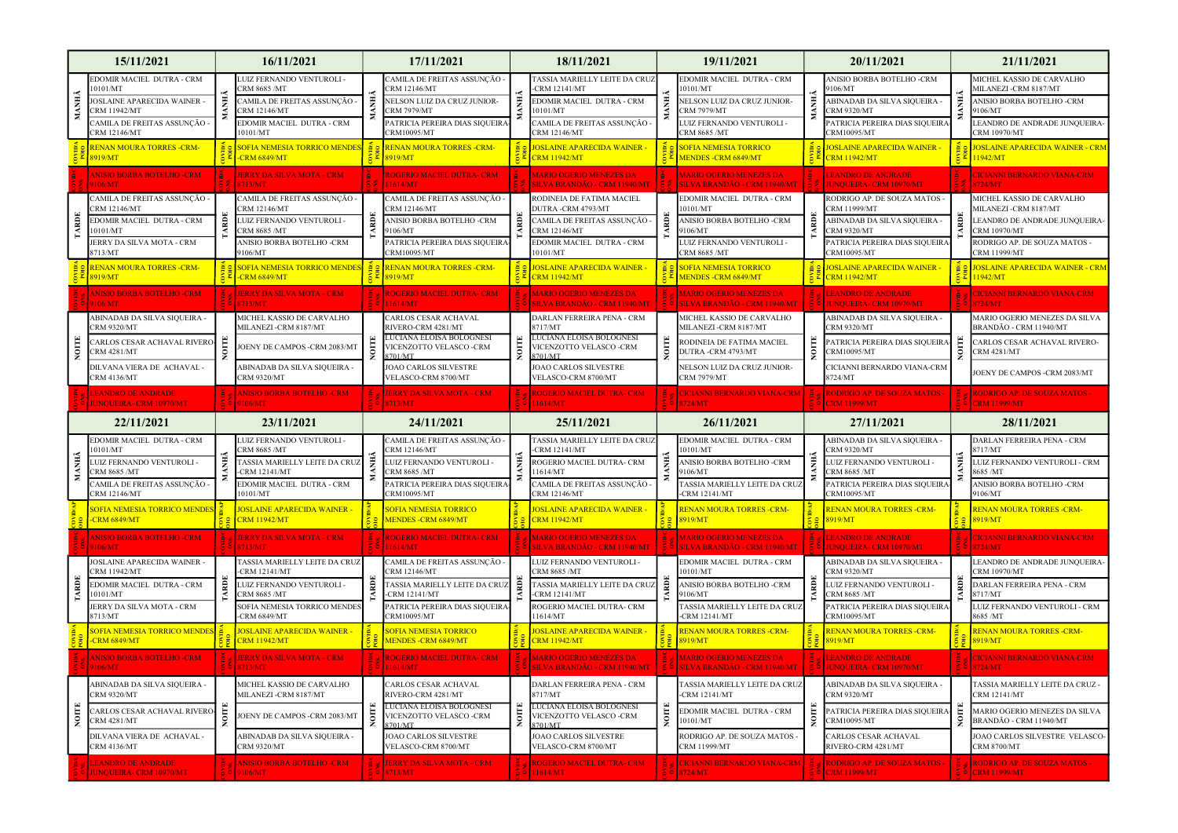| | 15/11/2021 | | 16/11/2021 | | 17/11/2021 | | 18/11/2021 | | 19/11/2021 | | 20/11/2021 | | 21/11/2021 |
|---|---|---|---|---|---|---|---|---|---|---|---|---|---|
| MANHÃ | EDOMIR MACIEL DUTRA - CRM 10101/MT<br>JOSLAINE APARECIDA WAINER - CRM 11942/MT<br>CAMILA DE FREITAS ASSUNÇÃO - CRM 12146/MT | MANHÃ | LUIZ FERNANDO VENTUROLI - CRM 8685 /MT<br>CAMILA DE FREITAS ASSUNÇÃO - CRM 12146/MT<br>EDOMIR MACIEL DUTRA - CRM 10101/MT | MANHÃ | CAMILA DE FREITAS ASSUNÇÃO - CRM 12146/MT<br>NELSON LUIZ DA CRUZ JUNIOR- CRM 7979/MT<br>PATRICIA PEREIRA DIAS SIQUEIRA CRM10095/MT | MANHÃ | TASSIA MARIELLY LEITE DA CRUZ -CRM 12141/MT<br>EDOMIR MACIEL DUTRA - CRM 10101/MT<br>CAMILA DE FREITAS ASSUNÇÃO - CRM 12146/MT | MANHÃ | EDOMIR MACIEL DUTRA - CRM 10101/MT<br>NELSON LUIZ DA CRUZ JUNIOR- CRM 7979/MT<br>LUIZ FERNANDO VENTUROLI - CRM 8685 /MT | MANHÃ | ANISIO BORBA BOTELHO -CRM 9106/MT<br>ABINADAB DA SILVA SIQUEIRA - CRM 9320/MT<br>PATRICIA PEREIRA DIAS SIQUEIRA CRM10095/MT | MANHÃ | MICHEL KASSIO DE CARVALHO MILANEZI -CRM 8187/MT<br>ANISIO BORBA BOTELHO -CRM 9106/MT<br>LEANDRO DE ANDRADE JUNQUEIRA- CRM 10970/MT |
| COVIDA POIO | RENAN MOURA TORRES -CRM- 8919/MT | COVIDA POIO | SOFIA NEMESIA TORRICO MENDES -CRM 6849/MT | COVIDA POIO | RENAN MOURA TORRES -CRM- 8919/MT | COVIDA POIO | JOSLAINE APARECIDA WAINER - CRM 11942/MT | COVIDA POIO | SOFIA NEMESIA TORRICO MENDES -CRM 6849/MT | COVIDA POIO | JOSLAINE APARECIDA WAINER - CRM 11942/MT | COVIDA POIO | JOSLAINE APARECIDA WAINER - CRM 11942/MT |
| COVIDCONS. | ANISIO BORBA BOTELHO -CRM 9106/MT | COVIDCONS. | JERRY DA SILVA MOTA - CRM 8713/MT | COVIDCONS. | ROGERIO MACIEL DUTRA- CRM 11614/MT | COVIDCONS. | MARIO OGERIO MENEZES DA SILVA BRANDÃO - CRM 11940/MT | COVIDCONS. | MARIO OGERIO MENEZES DA SILVA BRANDÃO - CRM 11940/MT | COVIDCONS. | LEANDRO DE ANDRADE JUNQUEIRA- CRM 10970/MT | COVIDCONS. | CICIANNI BERNARDO VIANA-CRM 8724/MT |
| TARDE | CAMILA DE FREITAS ASSUNÇÃO - CRM 12146/MT<br>EDOMIR MACIEL DUTRA - CRM 10101/MT<br>JERRY DA SILVA MOTA - CRM 8713/MT | TARDE | CAMILA DE FREITAS ASSUNÇÃO - CRM 12146/MT<br>LUIZ FERNANDO VENTUROLI - CRM 8685 /MT<br>ANISIO BORBA BOTELHO -CRM 9106/MT | TARDE | CAMILA DE FREITAS ASSUNÇÃO - CRM 12146/MT<br>ANISIO BORBA BOTELHO -CRM 9106/MT<br>PATRICIA PEREIRA DIAS SIQUEIRA CRM10095/MT | TARDE | RODINEIA DE FATIMA MACIEL DUTRA -CRM 4793/MT<br>CAMILA DE FREITAS ASSUNÇÃO - CRM 12146/MT<br>EDOMIR MACIEL DUTRA - CRM 10101/MT | TARDE | EDOMIR MACIEL DUTRA - CRM 10101/MT<br>ANISIO BORBA BOTELHO -CRM 9106/MT<br>LUIZ FERNANDO VENTUROLI - CRM 8685 /MT | TARDE | RODRIGO AP. DE SOUZA MATOS - CRM 11999/MT<br>ABINADAB DA SILVA SIQUEIRA - CRM 9320/MT<br>PATRICIA PEREIRA DIAS SIQUEIRA CRM10095/MT | TARDE | MICHEL KASSIO DE CARVALHO MILANEZI -CRM 8187/MT<br>LEANDRO DE ANDRADE JUNQUEIRA- CRM 10970/MT<br>RODRIGO AP. DE SOUZA MATOS - CRM 11999/MT |
| COVIDA POIO | RENAN MOURA TORRES -CRM- 8919/MT | COVIDA POIO | SOFIA NEMESIA TORRICO MENDES -CRM 6849/MT | COVIDA POIO | RENAN MOURA TORRES -CRM- 8919/MT | COVIDA POIO | JOSLAINE APARECIDA WAINER - CRM 11942/MT | COVIDA POIO | SOFIA NEMESIA TORRICO MENDES -CRM 6849/MT | COVIDA POIO | JOSLAINE APARECIDA WAINER - CRM 11942/MT | COVIDA POIO | JOSLAINE APARECIDA WAINER - CRM 11942/MT |
| COVIDCONS. | ANISIO BORBA BOTELHO -CRM 9106/MT | COVIDCONS. | JERRY DA SILVA MOTA - CRM 8713/MT | COVIDCONS. | ROGERIO MACIEL DUTRA- CRM 11614/MT | COVIDCONS. | MARIO OGERIO MENEZES DA SILVA BRANDÃO - CRM 11940/MT | COVIDCONS. | MARIO OGERIO MENEZES DA SILVA BRANDÃO - CRM 11940/MT | COVIDCONS. | LEANDRO DE ANDRADE JUNQUEIRA- CRM 10970/MT | COVIDCONS. | CICIANNI BERNARDO VIANA-CRM 8724/MT |
| NOITE | ABINADAB DA SILVA SIQUEIRA - CRM 9320/MT<br>CARLOS CESAR ACHAVAL RIVERO- CRM 4281/MT<br>DILVANA VIERA DE ACHAVAL - CRM 4136/MT | NOITE | MICHEL KASSIO DE CARVALHO MILANEZI -CRM 8187/MT<br>JOENY DE CAMPOS -CRM 2083/MT<br>ABINADAB DA SILVA SIQUEIRA - CRM 9320/MT | NOITE | CARLOS CESAR ACHAVAL RIVERO-CRM 4281/MT<br>LUCIANA ELOISA BOLOGNESI VICENZOTTO VELASCO -CRM 8701/MT<br>JOAO CARLOS SILVESTRE VELASCO-CRM 8700/MT | NOITE | DARLAN FERREIRA PENA - CRM 8717/MT<br>LUCIANA ELOISA BOLOGNESI VICENZOTTO VELASCO -CRM 8701/MT<br>JOAO CARLOS SILVESTRE VELASCO-CRM 8700/MT | NOITE | MICHEL KASSIO DE CARVALHO MILANEZI -CRM 8187/MT<br>RODINEIA DE FATIMA MACIEL DUTRA -CRM 4793/MT<br>NELSON LUIZ DA CRUZ JUNIOR- CRM 7979/MT | NOITE | ABINADAB DA SILVA SIQUEIRA - CRM 9320/MT<br>PATRICIA PEREIRA DIAS SIQUEIRA CRM10095/MT<br>CICIANNI BERNARDO VIANA-CRM 8724/MT | NOITE | MARIO OGERIO MENEZES DA SILVA BRANDÃO - CRM 11940/MT<br>CARLOS CESAR ACHAVAL RIVERO- CRM 4281/MT<br>JOENY DE CAMPOS -CRM 2083/MT |
| COVIDCONS. | LEANDRO DE ANDRADE JUNQUEIRA- CRM 10970/MT | COVIDCONS. | ANISIO BORBA BOTELHO -CRM 9106/MT | COVIDCONS. | JERRY DA SILVA MOTA - CRM 8713/MT | COVIDCONS. | ROGERIO MACIEL DUTRA- CRM 11614/MT | COVIDCONS. | CICIANNI BERNARDO VIANA-CRM 8724/MT | COVIDCONS. | RODRIGO AP. DE SOUZA MATOS - CRM 11999/MT | COVIDCONS. | RODRIGO AP. DE SOUZA MATOS - CRM 11999/MT |

| | 22/11/2021 | | 23/11/2021 | | 24/11/2021 | | 25/11/2021 | | 26/11/2021 | | 27/11/2021 | | 28/11/2021 |
|---|---|---|---|---|---|---|---|---|---|---|---|---|---|
| MANHÃ | EDOMIR MACIEL DUTRA - CRM 10101/MT<br>LUIZ FERNANDO VENTUROLI - CRM 8685 /MT<br>CAMILA DE FREITAS ASSUNÇÃO - CRM 12146/MT | MANHÃ | LUIZ FERNANDO VENTUROLI - CRM 8685 /MT<br>TASSIA MARIELLY LEITE DA CRUZ -CRM 12141/MT<br>EDOMIR MACIEL DUTRA - CRM 10101/MT | MANHÃ | CAMILA DE FREITAS ASSUNÇÃO - CRM 12146/MT<br>LUIZ FERNANDO VENTUROLI - CRM 8685 /MT<br>PATRICIA PEREIRA DIAS SIQUEIRA CRM10095/MT | MANHÃ | TASSIA MARIELLY LEITE DA CRUZ -CRM 12141/MT<br>ROGERIO MACIEL DUTRA- CRM 11614/MT<br>CAMILA DE FREITAS ASSUNÇÃO - CRM 12146/MT | MANHÃ | EDOMIR MACIEL DUTRA - CRM 10101/MT<br>ANISIO BORBA BOTELHO -CRM 9106/MT<br>TASSIA MARIELLY LEITE DA CRUZ -CRM 12141/MT | MANHÃ | ABINADAB DA SILVA SIQUEIRA - CRM 9320/MT<br>LUIZ FERNANDO VENTUROLI - CRM 8685 /MT<br>PATRICIA PEREIRA DIAS SIQUEIRA CRM10095/MT | MANHÃ | DARLAN FERREIRA PENA - CRM 8717/MT<br>LUIZ FERNANDO VENTUROLI - CRM 8685 /MT<br>ANISIO BORBA BOTELHO -CRM 9106/MT |
| COVIDAPOIO | SOFIA NEMESIA TORRICO MENDES -CRM 6849/MT | COVIDAPOIO | JOSLAINE APARECIDA WAINER - CRM 11942/MT | COVIDAPOIO | SOFIA NEMESIA TORRICO MENDES -CRM 6849/MT | COVIDAPOIO | JOSLAINE APARECIDA WAINER - CRM 11942/MT | COVIDAPOIO | RENAN MOURA TORRES -CRM- 8919/MT | COVIDAPOIO | RENAN MOURA TORRES -CRM- 8919/MT | COVIDAPOIO | RENAN MOURA TORRES -CRM- 8919/MT |
| COVIDCONS. | ANISIO BORBA BOTELHO -CRM 9106/MT | COVIDCONS. | JERRY DA SILVA MOTA - CRM 8713/MT | COVIDCONS. | ROGERIO MACIEL DUTRA- CRM 11614/MT | COVIDCONS. | MARIO OGERIO MENEZES DA SILVA BRANDÃO - CRM 11940/MT | COVIDCONS. | MARIO OGERIO MENEZES DA SILVA BRANDÃO - CRM 11940/MT | COVIDCONS. | LEANDRO DE ANDRADE JUNQUEIRA- CRM 10970/MT | COVIDCONS. | CICIANNI BERNARDO VIANA-CRM 8724/MT |
| TARDE | JOSLAINE APARECIDA WAINER - CRM 11942/MT<br>EDOMIR MACIEL DUTRA - CRM 10101/MT<br>JERRY DA SILVA MOTA - CRM 8713/MT | TARDE | TASSIA MARIELLY LEITE DA CRUZ -CRM 12141/MT<br>LUIZ FERNANDO VENTUROLI - CRM 8685 /MT<br>SOFIA NEMESIA TORRICO MENDES -CRM 6849/MT | TARDE | CAMILA DE FREITAS ASSUNÇÃO - CRM 12146/MT<br>TASSIA MARIELLY LEITE DA CRUZ -CRM 12141/MT<br>PATRICIA PEREIRA DIAS SIQUEIRA CRM10095/MT | TARDE | LUIZ FERNANDO VENTUROLI - CRM 8685 /MT<br>TASSIA MARIELLY LEITE DA CRUZ -CRM 12141/MT<br>ROGERIO MACIEL DUTRA- CRM 11614/MT | TARDE | EDOMIR MACIEL DUTRA - CRM 10101/MT<br>ANISIO BORBA BOTELHO -CRM 9106/MT<br>TASSIA MARIELLY LEITE DA CRUZ -CRM 12141/MT | TARDE | ABINADAB DA SILVA SIQUEIRA - CRM 9320/MT<br>LUIZ FERNANDO VENTUROLI - CRM 8685 /MT<br>PATRICIA PEREIRA DIAS SIQUEIRA CRM10095/MT | TARDE | LEANDRO DE ANDRADE JUNQUEIRA- CRM 10970/MT<br>DARLAN FERREIRA PENA - CRM 8717/MT<br>LUIZ FERNANDO VENTUROLI - CRM 8685 /MT |
| COVIDA POIO | SOFIA NEMESIA TORRICO MENDES -CRM 6849/MT | COVIDA POIO | JOSLAINE APARECIDA WAINER - CRM 11942/MT | COVIDA POIO | SOFIA NEMESIA TORRICO MENDES -CRM 6849/MT | COVIDA POIO | JOSLAINE APARECIDA WAINER - CRM 11942/MT | COVIDA POIO | RENAN MOURA TORRES -CRM- 8919/MT | COVIDA POIO | RENAN MOURA TORRES -CRM- 8919/MT | COVIDA POIO | RENAN MOURA TORRES -CRM- 8919/MT |
| COVIDCONS. | ANISIO BORBA BOTELHO -CRM 9106/MT | COVIDCONS. | JERRY DA SILVA MOTA - CRM 8713/MT | COVIDCONS. | ROGERIO MACIEL DUTRA- CRM 11614/MT | COVIDCONS. | MARIO OGERIO MENEZES DA SILVA BRANDÃO - CRM 11940/MT | COVIDCONS. | MARIO OGERIO MENEZES DA SILVA BRANDÃO - CRM 11940/MT | COVIDCONS. | LEANDRO DE ANDRADE JUNQUEIRA- CRM 10970/MT | COVIDCONS. | CICIANNI BERNARDO VIANA-CRM 8724/MT |
| NOITE | ABINADAB DA SILVA SIQUEIRA - CRM 9320/MT<br>CARLOS CESAR ACHAVAL RIVERO- CRM 4281/MT<br>DILVANA VIERA DE ACHAVAL - CRM 4136/MT | NOITE | MICHEL KASSIO DE CARVALHO MILANEZI -CRM 8187/MT<br>JOENY DE CAMPOS -CRM 2083/MT<br>ABINADAB DA SILVA SIQUEIRA - CRM 9320/MT | NOITE | CARLOS CESAR ACHAVAL RIVERO-CRM 4281/MT<br>LUCIANA ELOISA BOLOGNESI VICENZOTTO VELASCO -CRM 8701/MT<br>JOAO CARLOS SILVESTRE VELASCO-CRM 8700/MT | NOITE | DARLAN FERREIRA PENA - CRM 8717/MT<br>LUCIANA ELOISA BOLOGNESI VICENZOTTO VELASCO -CRM 8701/MT<br>JOAO CARLOS SILVESTRE VELASCO-CRM 8700/MT | NOITE | TASSIA MARIELLY LEITE DA CRUZ -CRM 12141/MT<br>EDOMIR MACIEL DUTRA - CRM 10101/MT<br>RODRIGO AP. DE SOUZA MATOS - CRM 11999/MT | NOITE | ABINADAB DA SILVA SIQUEIRA - CRM 9320/MT<br>PATRICIA PEREIRA DIAS SIQUEIRA CRM10095/MT<br>CARLOS CESAR ACHAVAL RIVERO-CRM 4281/MT | NOITE | TASSIA MARIELLY LEITE DA CRUZ - CRM 12141/MT<br>MARIO OGERIO MENEZES DA SILVA BRANDÃO - CRM 11940/MT<br>JOAO CARLOS SILVESTRE VELASCO-CRM 8700/MT |
| COVIDCONS. | LEANDRO DE ANDRADE JUNQUEIRA- CRM 10970/MT | COVIDCONS. | ANISIO BORBA BOTELHO -CRM 9106/MT | COVIDCONS. | JERRY DA SILVA MOTA - CRM 8713/MT | COVIDCONS. | ROGERIO MACIEL DUTRA- CRM 11614/MT | COVIDCONS. | CICIANNI BERNARDO VIANA-CRM 8724/MT | COVIDCONS. | RODRIGO AP. DE SOUZA MATOS - CRM 11999/MT | COVIDCONS. | RODRIGO AP. DE SOUZA MATOS - CRM 11999/MT |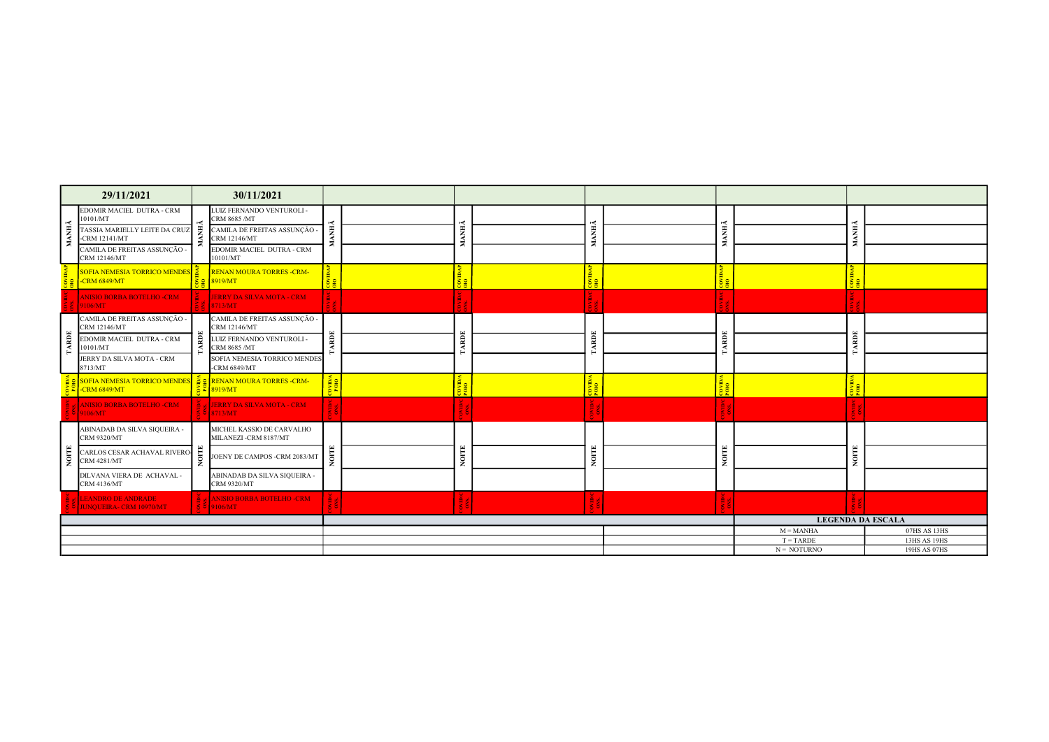| 29/11/2021 | | 30/11/2021 | | | | | | | | | |
|---|---|---|---|---|---|---|---|---|---|---|---|
| MANHÃ | EDOMIR MACIEL DUTRA - CRM 10101/MT | MANHÃ | LUIZ FERNANDO VENTUROLI - CRM 8685 /MT | MANHÃ | | MANHÃ | | MANHÃ | | MANHÃ | |
| | TASSIA MARIELLY LEITE DA CRUZ -CRM 12141/MT | | CAMILA DE FREITAS ASSUNÇÃO - CRM 12146/MT | | | | | | | | |
| | CAMILA DE FREITAS ASSUNÇÃO - CRM 12146/MT | | EDOMIR MACIEL DUTRA - CRM 10101/MT | | | | | | | | |
| COVIDAPOIO | SOFIA NEMESIA TORRICO MENDES -CRM 6849/MT | COVIDAPOIO | RENAN MOURA TORRES -CRM-8919/MT | COVIDAPOIO | | COVIDAPOIO | | COVIDAPOIO | | COVIDAPOIO | |
| COVIDCONS. | ANISIO BORBA BOTELHO -CRM 9106/MT | COVIDCONS. | JERRY DA SILVA MOTA - CRM 8713/MT | COVIDCONS. | | COVIDCONS. | | COVIDCONS. | | COVIDCONS. | |
| TARDE | CAMILA DE FREITAS ASSUNÇÃO - CRM 12146/MT | TARDE | CAMILA DE FREITAS ASSUNÇÃO - CRM 12146/MT | TARDE | | TARDE | | TARDE | | TARDE | |
| | EDOMIR MACIEL DUTRA - CRM 10101/MT | | LUIZ FERNANDO VENTUROLI - CRM 8685 /MT | | | | | | | | |
| | JERRY DA SILVA MOTA - CRM 8713/MT | | SOFIA NEMESIA TORRICO MENDES -CRM 6849/MT | | | | | | | | |
| COVIDAPOIO | SOFIA NEMESIA TORRICO MENDES -CRM 6849/MT | COVIDAPOIO | RENAN MOURA TORRES -CRM-8919/MT | COVIDAPOIO | | COVIDAPOIO | | COVIDAPOIO | | COVIDAPOIO | |
| COVIDCONS. | ANISIO BORBA BOTELHO -CRM 9106/MT | COVIDCONS. | JERRY DA SILVA MOTA - CRM 8713/MT | COVIDCONS. | | COVIDCONS. | | COVIDCONS. | | COVIDCONS. | |
| NOITE | ABINADAB DA SILVA SIQUEIRA - CRM 9320/MT | NOITE | MICHEL KASSIO DE CARVALHO MILANEZI -CRM 8187/MT | NOITE | | NOITE | | NOITE | | NOITE | |
| | CARLOS CESAR ACHAVAL RIVERO-CRM 4281/MT | | JOENY DE CAMPOS -CRM 2083/MT | | | | | | | | |
| | DILVANA VIERA DE ACHAVAL - CRM 4136/MT | | ABINADAB DA SILVA SIQUEIRA - CRM 9320/MT | | | | | | | | |
| COVIDCONS. | LEANDRO DE ANDRADE JUNQUEIRA- CRM 10970/MT | COVIDCONS. | ANISIO BORBA BOTELHO -CRM 9106/MT | COVIDCONS. | | COVIDCONS. | | COVIDCONS. | | COVIDCONS. | |

| LEGENDA DA ESCALA | |
|---|---|
| M = MANHA | 07HS AS 13HS |
| T = TARDE | 13HS AS 19HS |
| N = NOTURNO | 19HS AS 07HS |